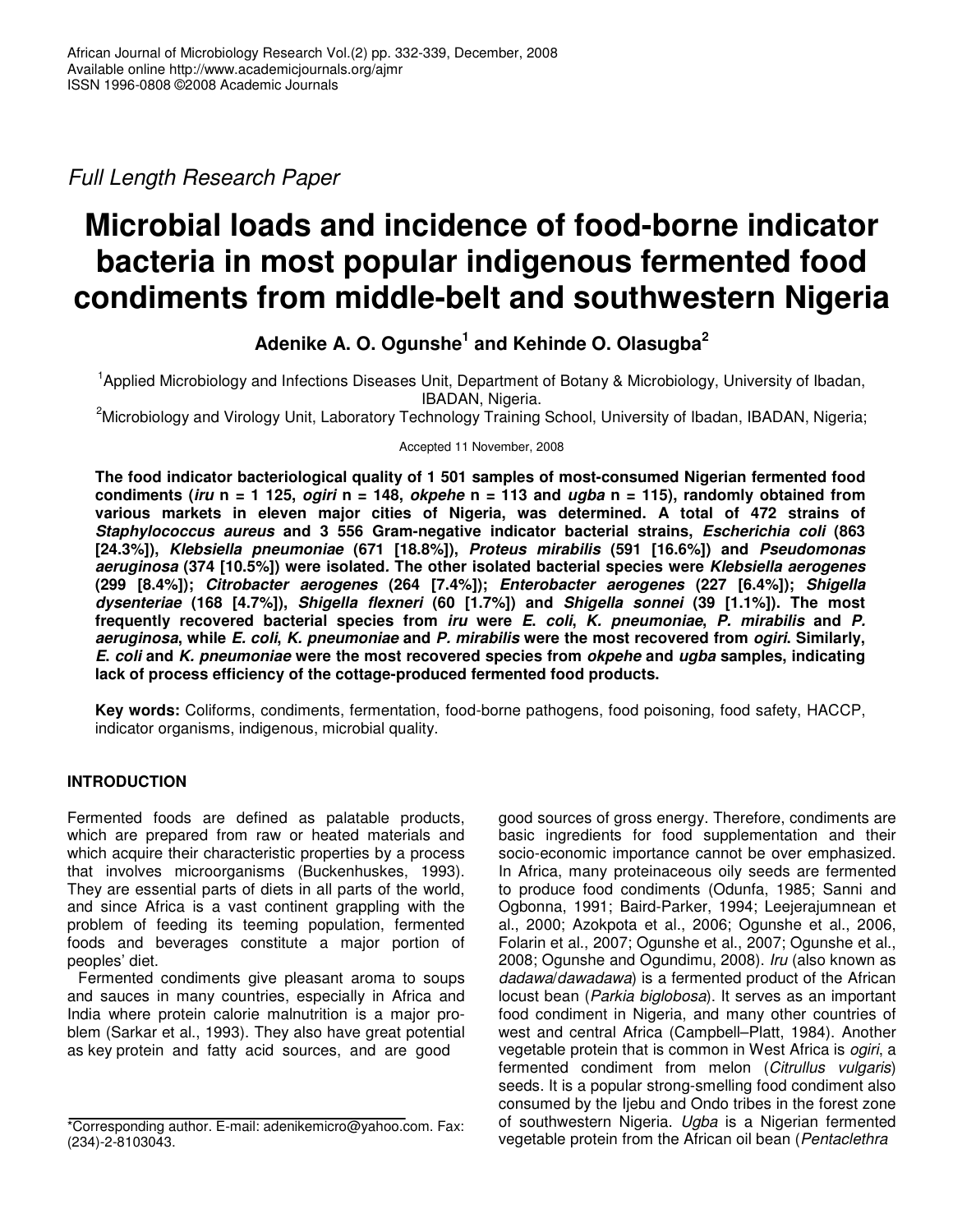Full Length Research Paper

# Microbial loads and incidence of food-borne indicator bacteria in most popular indigenous fermented food condiments from middle-belt and southwestern Nigeria

**Adenike A. O. Ogunshe[1] and Kehinde O. Olasugba[2]**

[1]Applied Microbiology and Infections Diseases Unit, Department of Botany & Microbiology, University of Ibadan, IBADAN, Nigeria.

[2]Microbiology and Virology Unit, Laboratory Technology Training School, University of Ibadan, IBADAN, Nigeria;

Accepted 11 November, 2008

**The food indicator bacteriological quality of 1 501 samples of most-consumed Nigerian fermented food condiments (*iru* n = 1 125, *ogiri* n = 148, *okpehe* n = 113 and *ugba* n = 115), randomly obtained from various markets in eleven major cities of Nigeria, was determined. A total of 472 strains of *Staphylococcus aureus* and 3 556 Gram-negative indicator bacterial strains, *Escherichia coli* (863 [24.3%]), *Klebsiella pneumoniae* (671 [18.8%]), *Proteus mirabilis* (591 [16.6%]) and *Pseudomonas aeruginosa* (374 [10.5%]) were isolated. The other isolated bacterial species were *Klebsiella aerogenes* (299 [8.4%]); *Citrobacter aerogenes* (264 [7.4%]); *Enterobacter aerogenes* (227 [6.4%]); *Shigella dysenteriae* (168 [4.7%]), *Shigella flexneri* (60 [1.7%]) and *Shigella sonnei* (39 [1.1%]). The most frequently recovered bacterial species from *iru* were *E. coli*, *K. pneumoniae*, *P. mirabilis* and *P. aeruginosa*, while *E. coli*, *K. pneumoniae* and *P. mirabilis* were the most recovered from *ogiri*. Similarly, *E. coli* and *K. pneumoniae* were the most recovered species from *okpehe* and *ugba* samples, indicating lack of process efficiency of the cottage-produced fermented food products.**

**Key words:** Coliforms, condiments, fermentation, food-borne pathogens, food poisoning, food safety, HACCP, indicator organisms, indigenous, microbial quality.

## INTRODUCTION

Fermented foods are defined as palatable products, which are prepared from raw or heated materials and which acquire their characteristic properties by a process that involves microorganisms (Buckenhuskes, 1993). They are essential parts of diets in all parts of the world, and since Africa is a vast continent grappling with the problem of feeding its teeming population, fermented foods and beverages constitute a major portion of peoples' diet.

Fermented condiments give pleasant aroma to soups and sauces in many countries, especially in Africa and India where protein calorie malnutrition is a major problem (Sarkar et al., 1993). They also have great potential as key protein and fatty acid sources, and are good sources of gross energy. Therefore, condiments are basic ingredients for food supplementation and their socio-economic importance cannot be over emphasized. In Africa, many proteinaceous oily seeds are fermented to produce food condiments (Odunfa, 1985; Sanni and Ogbonna, 1991; Baird-Parker, 1994; Leejerajumnean et al., 2000; Azokpota et al., 2006; Ogunshe et al., 2006, Folarin et al., 2007; Ogunshe et al., 2007; Ogunshe et al., 2008; Ogunshe and Ogundimu, 2008). *Iru* (also known as *dadawa*/*dawadawa*) is a fermented product of the African locust bean (*Parkia biglobosa*). It serves as an important food condiment in Nigeria, and many other countries of west and central Africa (Campbell–Platt, 1984). Another vegetable protein that is common in West Africa is *ogiri*, a fermented condiment from melon (*Citrullus vulgaris*) seeds. It is a popular strong-smelling food condiment also consumed by the Ijebu and Ondo tribes in the forest zone of southwestern Nigeria. *Ugba* is a Nigerian fermented vegetable protein from the African oil bean (*Pentaclethra*

\*Corresponding author. E-mail: adenikemicro@yahoo.com. Fax: (234)-2-8103043.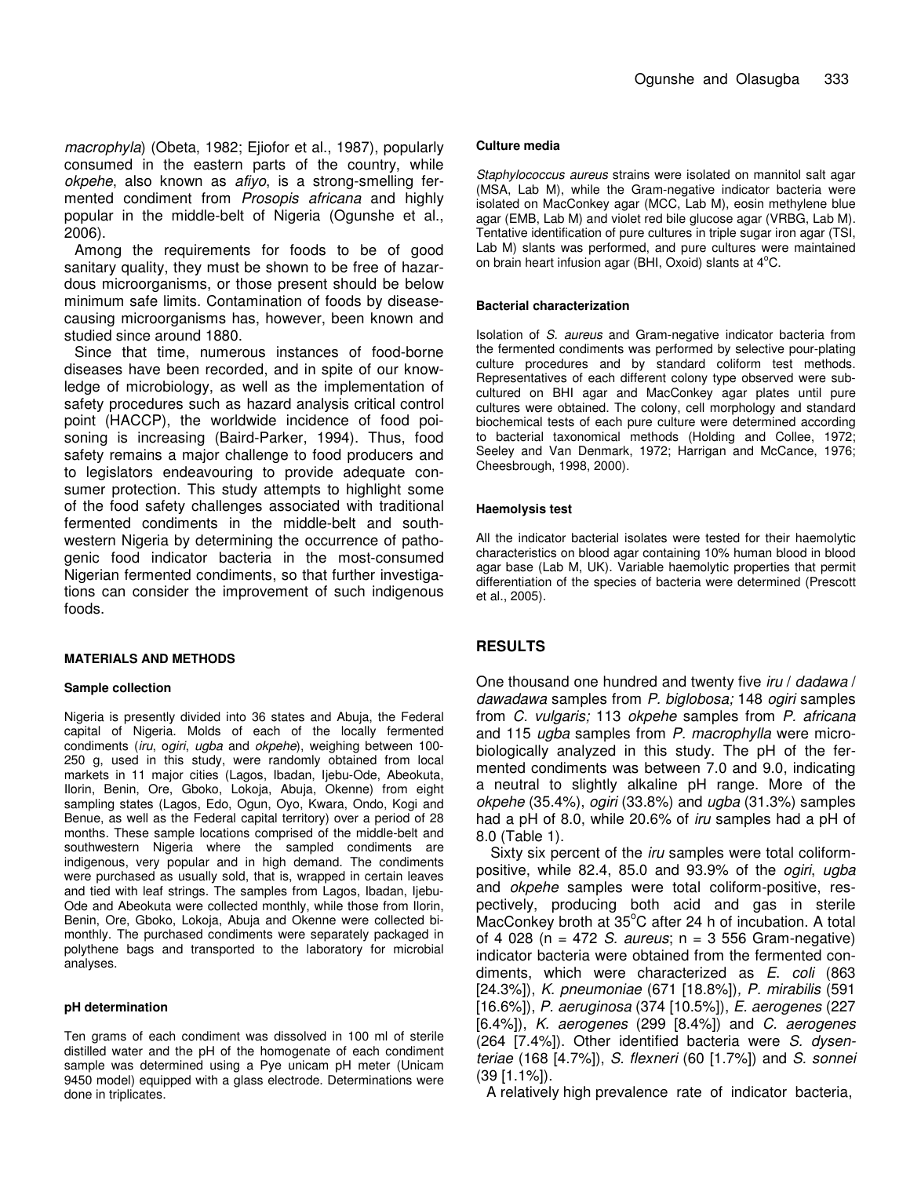*macrophyla*) (Obeta, 1982; Ejiofor et al., 1987), popularly consumed in the eastern parts of the country, while *okpehe*, also known as *afiyo*, is a strong-smelling fermented condiment from *Prosopis africana* and highly popular in the middle-belt of Nigeria (Ogunshe et al., 2006).

Among the requirements for foods to be of good sanitary quality, they must be shown to be free of hazardous microorganisms, or those present should be below minimum safe limits. Contamination of foods by disease-causing microorganisms has, however, been known and studied since around 1880.

Since that time, numerous instances of food-borne diseases have been recorded, and in spite of our knowledge of microbiology, as well as the implementation of safety procedures such as hazard analysis critical control point (HACCP), the worldwide incidence of food poisoning is increasing (Baird-Parker, 1994). Thus, food safety remains a major challenge to food producers and to legislators endeavouring to provide adequate consumer protection. This study attempts to highlight some of the food safety challenges associated with traditional fermented condiments in the middle-belt and southwestern Nigeria by determining the occurrence of pathogenic food indicator bacteria in the most-consumed Nigerian fermented condiments, so that further investigations can consider the improvement of such indigenous foods.

## MATERIALS AND METHODS

### Sample collection

Nigeria is presently divided into 36 states and Abuja, the Federal capital of Nigeria. Molds of each of the locally fermented condiments (*iru*, *ogiri*, *ugba* and *okpehe*), weighing between 100-250 g, used in this study, were randomly obtained from local markets in 11 major cities (Lagos, Ibadan, Ijebu-Ode, Abeokuta, Ilorin, Benin, Ore, Gboko, Lokoja, Abuja, Okenne) from eight sampling states (Lagos, Edo, Ogun, Oyo, Kwara, Ondo, Kogi and Benue, as well as the Federal capital territory) over a period of 28 months. These sample locations comprised of the middle-belt and southwestern Nigeria where the sampled condiments are indigenous, very popular and in high demand. The condiments were purchased as usually sold, that is, wrapped in certain leaves and tied with leaf strings. The samples from Lagos, Ibadan, Ijebu-Ode and Abeokuta were collected monthly, while those from Ilorin, Benin, Ore, Gboko, Lokoja, Abuja and Okenne were collected bi-monthly. The purchased condiments were separately packaged in polythene bags and transported to the laboratory for microbial analyses.

### pH determination

Ten grams of each condiment was dissolved in 100 ml of sterile distilled water and the pH of the homogenate of each condiment sample was determined using a Pye unicam pH meter (Unicam 9450 model) equipped with a glass electrode. Determinations were done in triplicates.

### Culture media

*Staphylococcus aureus* strains were isolated on mannitol salt agar (MSA, Lab M), while the Gram-negative indicator bacteria were isolated on MacConkey agar (MCC, Lab M), eosin methylene blue agar (EMB, Lab M) and violet red bile glucose agar (VRBG, Lab M). Tentative identification of pure cultures in triple sugar iron agar (TSI, Lab M) slants was performed, and pure cultures were maintained on brain heart infusion agar (BHI, Oxoid) slants at 4°C.

### Bacterial characterization

Isolation of *S. aureus* and Gram-negative indicator bacteria from the fermented condiments was performed by selective pour-plating culture procedures and by standard coliform test methods. Representatives of each different colony type observed were sub-cultured on BHI agar and MacConkey agar plates until pure cultures were obtained. The colony, cell morphology and standard biochemical tests of each pure culture were determined according to bacterial taxonomical methods (Holding and Collee, 1972; Seeley and Van Denmark, 1972; Harrigan and McCance, 1976; Cheesbrough, 1998, 2000).

### Haemolysis test

All the indicator bacterial isolates were tested for their haemolytic characteristics on blood agar containing 10% human blood in blood agar base (Lab M, UK). Variable haemolytic properties that permit differentiation of the species of bacteria were determined (Prescott et al., 2005).

## RESULTS

One thousand one hundred and twenty five *iru* / *dadawa* / *dawadawa* samples from *P. biglobosa;* 148 *ogiri* samples from *C. vulgaris;* 113 *okpehe* samples from *P. africana* and 115 *ugba* samples from *P. macrophylla* were microbiologically analyzed in this study. The pH of the fermented condiments was between 7.0 and 9.0, indicating a neutral to slightly alkaline pH range. More of the *okpehe* (35.4%), *ogiri* (33.8%) and *ugba* (31.3%) samples had a pH of 8.0, while 20.6% of *iru* samples had a pH of 8.0 (Table 1).

Sixty six percent of the *iru* samples were total coliform-positive, while 82.4, 85.0 and 93.9% of the *ogiri*, *ugba* and *okpehe* samples were total coliform-positive, respectively, producing both acid and gas in sterile MacConkey broth at 35°C after 24 h of incubation. A total of 4 028 (n = 472 *S. aureus*; n = 3 556 Gram-negative) indicator bacteria were obtained from the fermented condiments, which were characterized as *E. coli* (863 [24.3%]), *K. pneumoniae* (671 [18.8%]), *P. mirabilis* (591 [16.6%]), *P. aeruginosa* (374 [10.5%]), *E. aerogenes* (227 [6.4%]), *K. aerogenes* (299 [8.4%]) and *C. aerogenes* (264 [7.4%]). Other identified bacteria were *S. dysenteriae* (168 [4.7%]), *S. flexneri* (60 [1.7%]) and *S. sonnei* (39 [1.1%]).

A relatively high prevalence rate of indicator bacteria,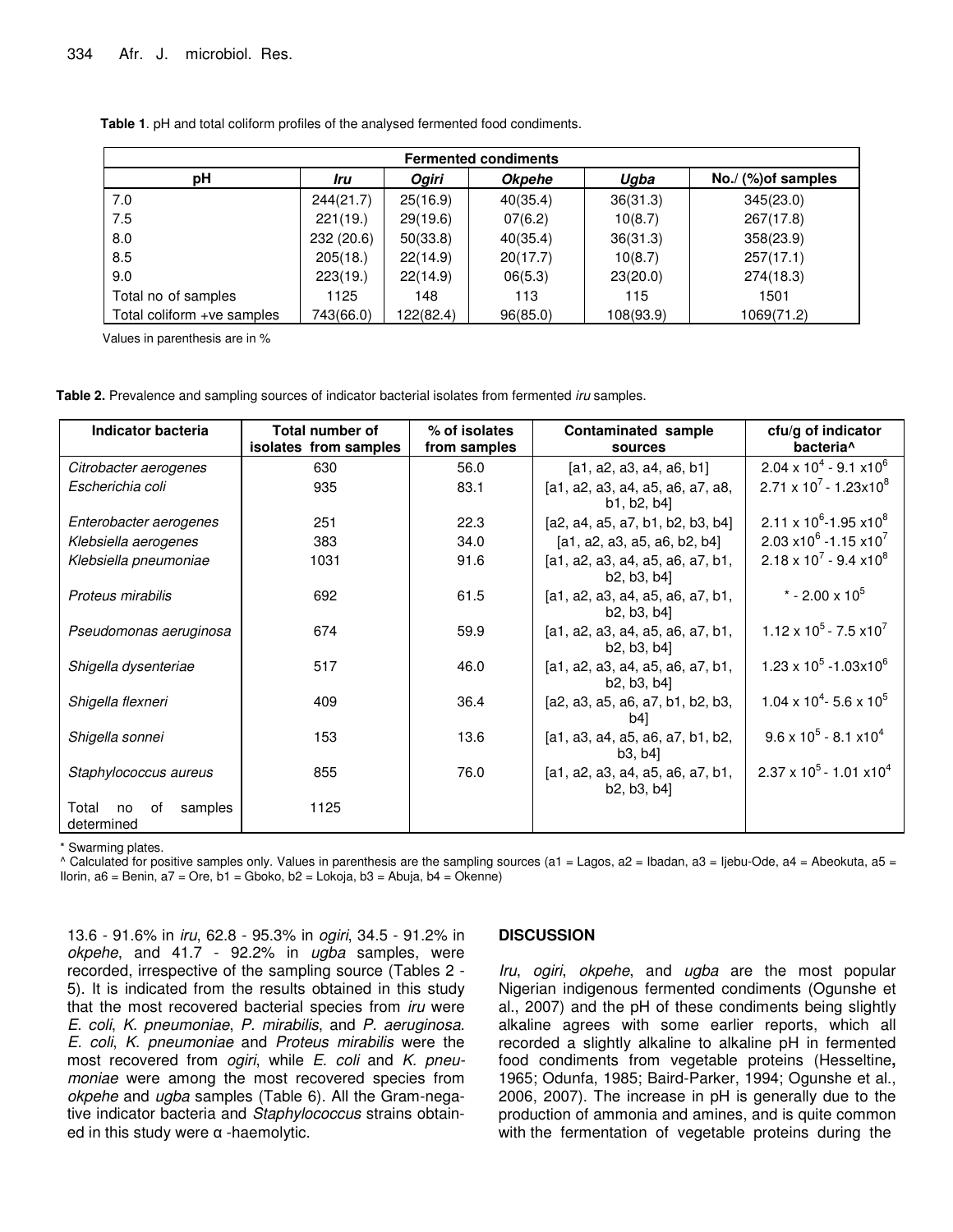**Table 1**. pH and total coliform profiles of the analysed fermented food condiments.

| Fermented condiments | | | | | |
|---|---|---|---|---|---|
| **pH** | ***Iru*** | ***Ogiri*** | ***Okpehe*** | ***Ugba*** | **No./ (%)of samples** |
| 7.0 | 244(21.7) | 25(16.9) | 40(35.4) | 36(31.3) | 345(23.0) |
| 7.5 | 221(19.) | 29(19.6) | 07(6.2) | 10(8.7) | 267(17.8) |
| 8.0 | 232 (20.6) | 50(33.8) | 40(35.4) | 36(31.3) | 358(23.9) |
| 8.5 | 205(18.) | 22(14.9) | 20(17.7) | 10(8.7) | 257(17.1) |
| 9.0 | 223(19.) | 22(14.9) | 06(5.3) | 23(20.0) | 274(18.3) |
| Total no of samples | 1125 | 148 | 113 | 115 | 1501 |
| Total coliform +ve samples | 743(66.0) | 122(82.4) | 96(85.0) | 108(93.9) | 1069(71.2) |

Values in parenthesis are in %

**Table 2.** Prevalence and sampling sources of indicator bacterial isolates from fermented *iru* samples.

| Indicator bacteria | Total number of isolates from samples | % of isolates from samples | Contaminated sample sources | cfu/g of indicator bacteria^ |
|---|---|---|---|---|
| *Citrobacter aerogenes* | 630 | 56.0 | [a1, a2, a3, a4, a6, b1] | $2.04 \times 10^4$ - $9.1 \times 10^6$ |
| *Escherichia coli* | 935 | 83.1 | [a1, a2, a3, a4, a5, a6, a7, a8, b1, b2, b4] | $2.71 \times 10^7$ - $1.23 \times 10^8$ |
| *Enterobacter aerogenes* | 251 | 22.3 | [a2, a4, a5, a7, b1, b2, b3, b4] | $2.11 \times 10^6$-$1.95 \times 10^8$ |
| *Klebsiella aerogenes* | 383 | 34.0 | [a1, a2, a3, a5, a6, b2, b4] | $2.03 \times 10^6$ -$1.15 \times 10^7$ |
| *Klebsiella pneumoniae* | 1031 | 91.6 | [a1, a2, a3, a4, a5, a6, a7, b1, b2, b3, b4] | $2.18 \times 10^7$ - $9.4 \times 10^8$ |
| *Proteus mirabilis* | 692 | 61.5 | [a1, a2, a3, a4, a5, a6, a7, b1, b2, b3, b4] | * - $2.00 \times 10^5$ |
| *Pseudomonas aeruginosa* | 674 | 59.9 | [a1, a2, a3, a4, a5, a6, a7, b1, b2, b3, b4] | $1.12 \times 10^5$ - $7.5 \times 10^7$ |
| *Shigella dysenteriae* | 517 | 46.0 | [a1, a2, a3, a4, a5, a6, a7, b1, b2, b3, b4] | $1.23 \times 10^5$ -$1.03 \times 10^6$ |
| *Shigella flexneri* | 409 | 36.4 | [a2, a3, a5, a6, a7, b1, b2, b3, b4] | $1.04 \times 10^4$- $5.6 \times 10^5$ |
| *Shigella sonnei* | 153 | 13.6 | [a1, a3, a4, a5, a6, a7, b1, b2, b3, b4] | $9.6 \times 10^5$ - $8.1 \times 10^4$ |
| *Staphylococcus aureus* | 855 | 76.0 | [a1, a2, a3, a4, a5, a6, a7, b1, b2, b3, b4] | $2.37 \times 10^5$ - $1.01 \times 10^4$ |
| Total no of samples determined | 1125 | | | |

\* Swarming plates.

^ Calculated for positive samples only. Values in parenthesis are the sampling sources (a1 = Lagos, a2 = Ibadan, a3 = Ijebu-Ode, a4 = Abeokuta, a5 = Ilorin, a6 = Benin, a7 = Ore, b1 = Gboko, b2 = Lokoja, b3 = Abuja, b4 = Okenne)

13.6 - 91.6% in *iru*, 62.8 - 95.3% in *ogiri*, 34.5 - 91.2% in *okpehe*, and 41.7 - 92.2% in *ugba* samples, were recorded, irrespective of the sampling source (Tables 2 - 5). It is indicated from the results obtained in this study that the most recovered bacterial species from *iru* were *E. coli*, *K. pneumoniae*, *P. mirabilis*, and *P. aeruginosa*. *E. coli*, *K. pneumoniae* and *Proteus mirabilis* were the most recovered from *ogiri*, while *E. coli* and *K. pneumoniae* were among the most recovered species from *okpehe* and *ugba* samples (Table 6). All the Gram-negative indicator bacteria and *Staphylococcus* strains obtained in this study were α -haemolytic.

## DISCUSSION

*Iru*, *ogiri*, *okpehe*, and *ugba* are the most popular Nigerian indigenous fermented condiments (Ogunshe et al., 2007) and the pH of these condiments being slightly alkaline agrees with some earlier reports, which all recorded a slightly alkaline to alkaline pH in fermented food condiments from vegetable proteins (Hesseltine, 1965; Odunfa, 1985; Baird-Parker, 1994; Ogunshe et al., 2006, 2007). The increase in pH is generally due to the production of ammonia and amines, and is quite common with the fermentation of vegetable proteins during the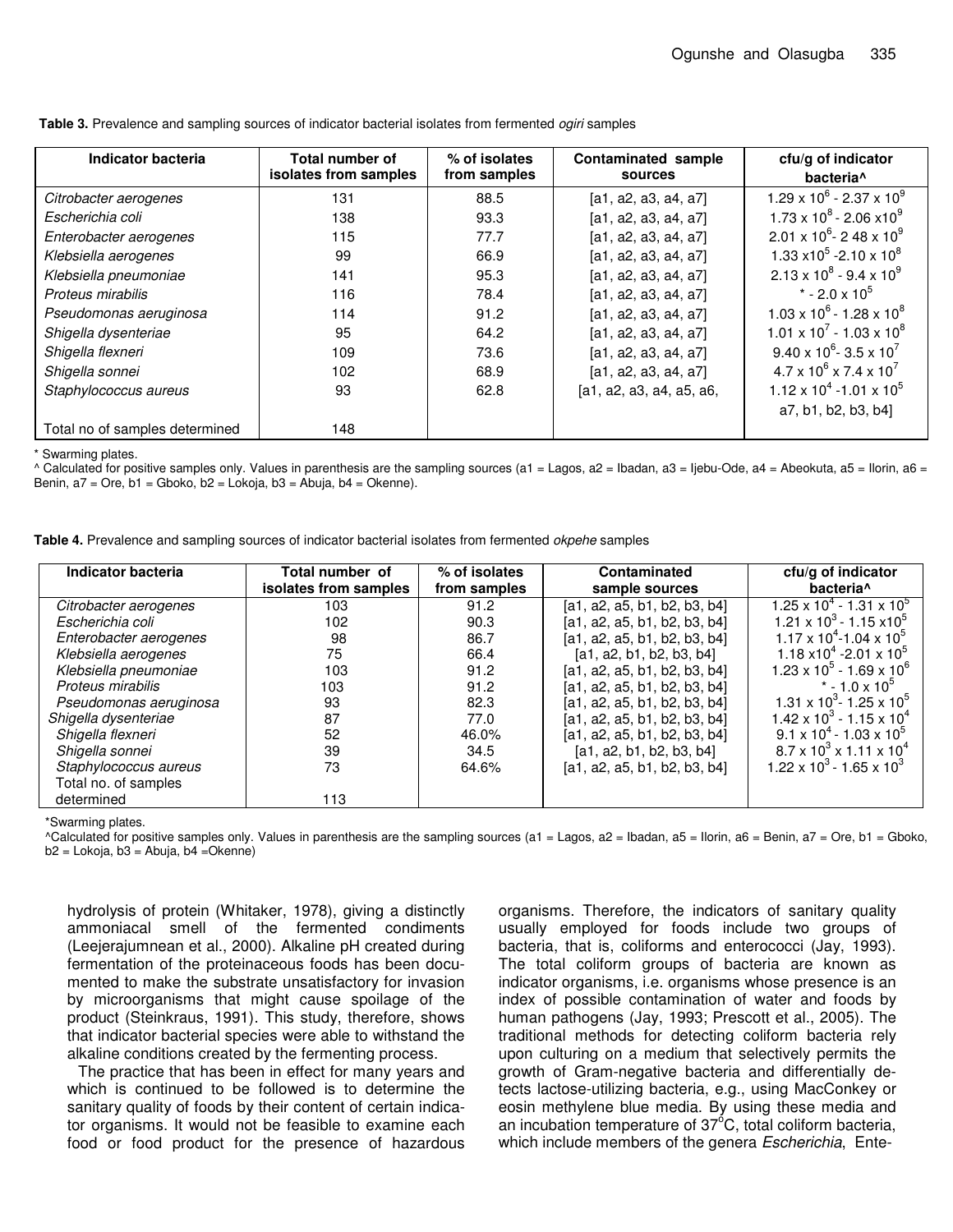**Table 3.** Prevalence and sampling sources of indicator bacterial isolates from fermented *ogiri* samples

| Indicator bacteria | Total number of isolates from samples | % of isolates from samples | Contaminated sample sources | cfu/g of indicator bacteria^ |
|---|---|---|---|---|
| *Citrobacter aerogenes* | 131 | 88.5 | [a1, a2, a3, a4, a7] | $1.29 \times 10^6$ - $2.37 \times 10^9$ |
| *Escherichia coli* | 138 | 93.3 | [a1, a2, a3, a4, a7] | $1.73 \times 10^8$ - $2.06 \times 10^9$ |
| *Enterobacter aerogenes* | 115 | 77.7 | [a1, a2, a3, a4, a7] | $2.01 \times 10^6$- 2 48 $\times 10^9$ |
| *Klebsiella aerogenes* | 99 | 66.9 | [a1, a2, a3, a4, a7] | $1.33 \times 10^5$ -$2.10 \times 10^8$ |
| *Klebsiella pneumoniae* | 141 | 95.3 | [a1, a2, a3, a4, a7] | $2.13 \times 10^8$ - $9.4 \times 10^9$ |
| *Proteus mirabilis* | 116 | 78.4 | [a1, a2, a3, a4, a7] | * - $2.0 \times 10^5$ |
| *Pseudomonas aeruginosa* | 114 | 91.2 | [a1, a2, a3, a4, a7] | $1.03 \times 10^6$ - $1.28 \times 10^8$ |
| *Shigella dysenteriae* | 95 | 64.2 | [a1, a2, a3, a4, a7] | $1.01 \times 10^7$ - $1.03 \times 10^8$ |
| *Shigella flexneri* | 109 | 73.6 | [a1, a2, a3, a4, a7] | $9.40 \times 10^6$- $3.5 \times 10^7$ |
| *Shigella sonnei* | 102 | 68.9 | [a1, a2, a3, a4, a7] | $4.7 \times 10^6 \times 7.4 \times 10^7$ |
| *Staphylococcus aureus* | 93 | 62.8 | [a1, a2, a3, a4, a5, a6, a7, b1, b2, b3, b4] | $1.12 \times 10^4$ -$1.01 \times 10^5$ |
| Total no of samples determined | 148 | | | |

\* Swarming plates.

^ Calculated for positive samples only. Values in parenthesis are the sampling sources (a1 = Lagos, a2 = Ibadan, a3 = Ijebu-Ode, a4 = Abeokuta, a5 = Ilorin, a6 = Benin, a7 = Ore, b1 = Gboko, b2 = Lokoja, b3 = Abuja, b4 = Okenne).

**Table 4.** Prevalence and sampling sources of indicator bacterial isolates from fermented *okpehe* samples

| Indicator bacteria | Total number of isolates from samples | % of isolates from samples | Contaminated sample sources | cfu/g of indicator bacteria^ |
|---|---|---|---|---|
| *Citrobacter aerogenes* | 103 | 91.2 | [a1, a2, a5, b1, b2, b3, b4] | $1.25 \times 10^4$ - $1.31 \times 10^5$ |
| *Escherichia coli* | 102 | 90.3 | [a1, a2, a5, b1, b2, b3, b4] | $1.21 \times 10^3$ - $1.15 \times 10^5$ |
| *Enterobacter aerogenes* | 98 | 86.7 | [a1, a2, a5, b1, b2, b3, b4] | $1.17 \times 10^4$-$1.04 \times 10^5$ |
| *Klebsiella aerogenes* | 75 | 66.4 | [a1, a2, b1, b2, b3, b4] | $1.18 \times 10^4$ -$2.01 \times 10^5$ |
| *Klebsiella pneumoniae* | 103 | 91.2 | [a1, a2, a5, b1, b2, b3, b4] | $1.23 \times 10^5$ - $1.69 \times 10^6$ |
| *Proteus mirabilis* | 103 | 91.2 | [a1, a2, a5, b1, b2, b3, b4] | * - $1.0 \times 10^5$ |
| *Pseudomonas aeruginosa* | 93 | 82.3 | [a1, a2, a5, b1, b2, b3, b4] | $1.31 \times 10^3$- $1.25 \times 10^5$ |
| *Shigella dysenteriae* | 87 | 77.0 | [a1, a2, a5, b1, b2, b3, b4] | $1.42 \times 10^3$ - $1.15 \times 10^4$ |
| *Shigella flexneri* | 52 | 46.0% | [a1, a2, a5, b1, b2, b3, b4] | $9.1 \times 10^4$ - $1.03 \times 10^5$ |
| *Shigella sonnei* | 39 | 34.5 | [a1, a2, b1, b2, b3, b4] | $8.7 \times 10^3 \times 1.11 \times 10^4$ |
| *Staphylococcus aureus* | 73 | 64.6% | [a1, a2, a5, b1, b2, b3, b4] | $1.22 \times 10^3$ - $1.65 \times 10^3$ |
| Total no. of samples determined | 113 | | | |

*Swarming plates.

^Calculated for positive samples only. Values in parenthesis are the sampling sources (a1 = Lagos, a2 = Ibadan, a5 = Ilorin, a6 = Benin, a7 = Ore, b1 = Gboko, b2 = Lokoja, b3 = Abuja, b4 =Okenne)

hydrolysis of protein (Whitaker, 1978), giving a distinctly ammoniacal smell of the fermented condiments (Leejerajumnean et al., 2000). Alkaline pH created during fermentation of the proteinaceous foods has been documented to make the substrate unsatisfactory for invasion by microorganisms that might cause spoilage of the product (Steinkraus, 1991). This study, therefore, shows that indicator bacterial species were able to withstand the alkaline conditions created by the fermenting process.

The practice that has been in effect for many years and which is continued to be followed is to determine the sanitary quality of foods by their content of certain indicator organisms. It would not be feasible to examine each food or food product for the presence of hazardous organisms. Therefore, the indicators of sanitary quality usually employed for foods include two groups of bacteria, that is, coliforms and enterococci (Jay, 1993). The total coliform groups of bacteria are known as indicator organisms, i.e. organisms whose presence is an index of possible contamination of water and foods by human pathogens (Jay, 1993; Prescott et al., 2005). The traditional methods for detecting coliform bacteria rely upon culturing on a medium that selectively permits the growth of Gram-negative bacteria and differentially detects lactose-utilizing bacteria, e.g., using MacConkey or eosin methylene blue media. By using these media and an incubation temperature of 37°C, total coliform bacteria, which include members of the genera *Escherichia*, Ente-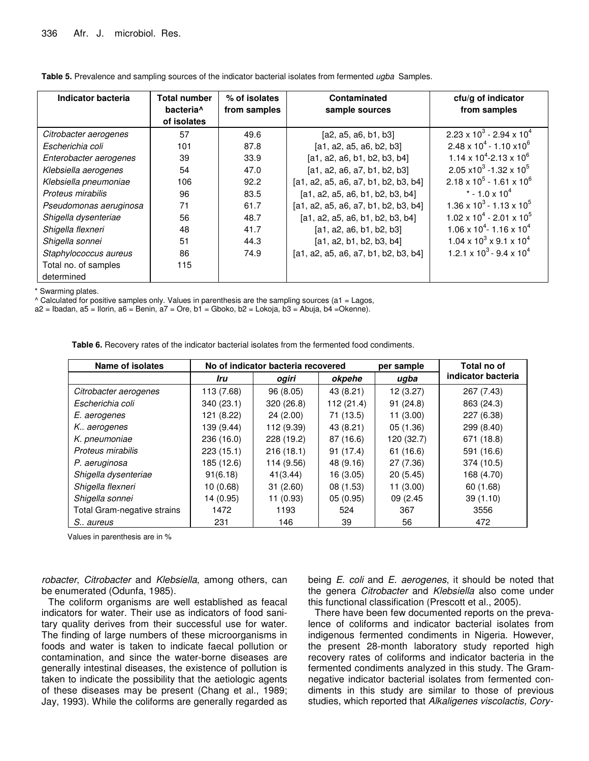**Table 5.** Prevalence and sampling sources of the indicator bacterial isolates from fermented *ugba* Samples.

| Indicator bacteria | Total number bacteria^ of isolates | % of isolates from samples | Contaminated sample sources | cfu/g of indicator from samples |
|---|---|---|---|---|
| *Citrobacter aerogenes* | 57 | 49.6 | [a2, a5, a6, b1, b3] | $2.23 \times 10^3$ - $2.94 \times 10^4$ |
| *Escherichia coli* | 101 | 87.8 | [a1, a2, a5, a6, b2, b3] | $2.48 \times 10^4$ - $1.10 \times 10^6$ |
| *Enterobacter aerogenes* | 39 | 33.9 | [a1, a2, a6, b1, b2, b3, b4] | $1.14 \times 10^4$-$2.13 \times 10^6$ |
| *Klebsiella aerogenes* | 54 | 47.0 | [a1, a2, a6, a7, b1, b2, b3] | $2.05 \times 10^3$ -$1.32 \times 10^5$ |
| *Klebsiella pneumoniae* | 106 | 92.2 | [a1, a2, a5, a6, a7, b1, b2, b3, b4] | $2.18 \times 10^5$ - $1.61 \times 10^6$ |
| *Proteus mirabilis* | 96 | 83.5 | [a1, a2, a5, a6, b1, b2, b3, b4] | * - $1.0 \times 10^4$ |
| *Pseudomonas aeruginosa* | 71 | 61.7 | [a1, a2, a5, a6, a7, b1, b2, b3, b4] | $1.36 \times 10^3$ - $1.13 \times 10^5$ |
| *Shigella dysenteriae* | 56 | 48.7 | [a1, a2, a5, a6, b1, b2, b3, b4] | $1.02 \times 10^4$ - $2.01 \times 10^5$ |
| *Shigella flexneri* | 48 | 41.7 | [a1, a2, a6, b1, b2, b3] | $1.06 \times 10^4$- $1.16 \times 10^4$ |
| *Shigella sonnei* | 51 | 44.3 | [a1, a2, b1, b2, b3, b4] | $1.04 \times 10^3$ x $9.1 \times 10^4$ |
| *Staphylococcus aureus* | 86 | 74.9 | [a1, a2, a5, a6, a7, b1, b2, b3, b4] | $1.2.1 \times 10^3$ - $9.4 \times 10^4$ |
| Total no. of samples determined | 115 | | | |

\* Swarming plates.

^ Calculated for positive samples only. Values in parenthesis are the sampling sources (a1 = Lagos, a2 = Ibadan, a5 = Ilorin, a6 = Benin, a7 = Ore, b1 = Gboko, b2 = Lokoja, b3 = Abuja, b4 =Okenne).

**Table 6.** Recovery rates of the indicator bacterial isolates from the fermented food condiments.

| Name of isolates | No of indicator bacteria recovered | | | per sample | Total no of indicator bacteria |
|---|---|---|---|---|---|
| | *Iru* | *ogiri* | *okpehe* | *ugba* | |
| *Citrobacter aerogenes* | 113 (7.68) | 96 (8.05) | 43 (8.21) | 12 (3.27) | 267 (7.43) |
| *Escherichia coli* | 340 (23.1) | 320 (26.8) | 112 (21.4) | 91 (24.8) | 863 (24.3) |
| *E. aerogenes* | 121 (8.22) | 24 (2.00) | 71 (13.5) | 11 (3.00) | 227 (6.38) |
| *K.. aerogenes* | 139 (9.44) | 112 (9.39) | 43 (8.21) | 05 (1.36) | 299 (8.40) |
| *K. pneumoniae* | 236 (16.0) | 228 (19.2) | 87 (16.6) | 120 (32.7) | 671 (18.8) |
| *Proteus mirabilis* | 223 (15.1) | 216 (18.1) | 91 (17.4) | 61 (16.6) | 591 (16.6) |
| *P. aeruginosa* | 185 (12.6) | 114 (9.56) | 48 (9.16) | 27 (7.36) | 374 (10.5) |
| *Shigella dysenteriae* | 91(6.18) | 41(3.44) | 16 (3.05) | 20 (5.45) | 168 (4.70) |
| *Shigella flexneri* | 10 (0.68) | 31 (2.60) | 08 (1.53) | 11 (3.00) | 60 (1.68) |
| *Shigella sonnei* | 14 (0.95) | 11 (0.93) | 05 (0.95) | 09 (2.45 | 39 (1.10) |
| Total Gram-negative strains | 1472 | 1193 | 524 | 367 | 3556 |
| *S.. aureus* | 231 | 146 | 39 | 56 | 472 |

Values in parenthesis are in %

*robacter*, *Citrobacter* and *Klebsiella*, among others, can be enumerated (Odunfa, 1985).

The coliform organisms are well established as feacal indicators for water. Their use as indicators of food sanitary quality derives from their successful use for water. The finding of large numbers of these microorganisms in foods and water is taken to indicate faecal pollution or contamination, and since the water-borne diseases are generally intestinal diseases, the existence of pollution is taken to indicate the possibility that the aetiologic agents of these diseases may be present (Chang et al., 1989; Jay, 1993). While the coliforms are generally regarded as being *E. coli* and *E. aerogenes*, it should be noted that the genera *Citrobacter* and *Klebsiella* also come under this functional classification (Prescott et al., 2005).

There have been few documented reports on the prevalence of coliforms and indicator bacterial isolates from indigenous fermented condiments in Nigeria. However, the present 28-month laboratory study reported high recovery rates of coliforms and indicator bacteria in the fermented condiments analyzed in this study. The Gram-negative indicator bacterial isolates from fermented condiments in this study are similar to those of previous studies, which reported that *Alkaligenes viscolactis, Cory-*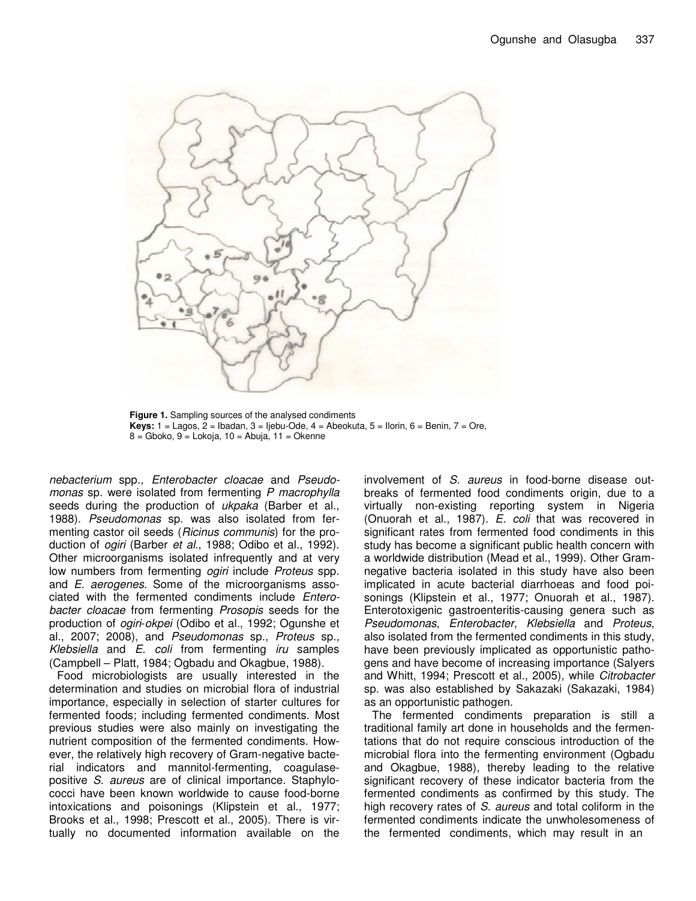**Figure 1.** Sampling sources of the analysed condiments
**Keys:** 1 = Lagos, 2 = Ibadan, 3 = Ijebu-Ode, 4 = Abeokuta, 5 = Ilorin, 6 = Benin, 7 = Ore, 8 = Gboko, 9 = Lokoja, 10 = Abuja, 11 = Okenne

*nebacterium* spp., *Enterobacter cloacae* and *Pseudomonas* sp. were isolated from fermenting *P macrophylla* seeds during the production of *ukpaka* (Barber et al., 1988). *Pseudomonas* sp. was also isolated from fermenting castor oil seeds (*Ricinus communis*) for the production of *ogiri* (Barber *et al*., 1988; Odibo et al., 1992). Other microorganisms isolated infrequently and at very low numbers from fermenting *ogiri* include *Proteus* spp. and *E. aerogenes*. Some of the microorganisms associated with the fermented condiments include *Enterobacter cloacae* from fermenting *Prosopis* seeds for the production of *ogiri-okpei* (Odibo et al., 1992; Ogunshe et al., 2007; 2008), and *Pseudomonas* sp., *Proteus* sp., *Klebsiella* and *E. coli* from fermenting *iru* samples (Campbell – Platt, 1984; Ogbadu and Okagbue, 1988).

Food microbiologists are usually interested in the determination and studies on microbial flora of industrial importance, especially in selection of starter cultures for fermented foods; including fermented condiments. Most previous studies were also mainly on investigating the nutrient composition of the fermented condiments. However, the relatively high recovery of Gram-negative bacterial indicators and mannitol-fermenting, coagulase-positive *S. aureus* are of clinical importance. Staphylococci have been known worldwide to cause food-borne intoxications and poisonings (Klipstein et al., 1977; Brooks et al., 1998; Prescott et al., 2005). There is virtually no documented information available on the involvement of *S. aureus* in food-borne disease outbreaks of fermented food condiments origin, due to a virtually non-existing reporting system in Nigeria (Onuorah et al., 1987). *E. coli* that was recovered in significant rates from fermented food condiments in this study has become a significant public health concern with a worldwide distribution (Mead et al., 1999). Other Gram-negative bacteria isolated in this study have also been implicated in acute bacterial diarrhoeas and food poisonings (Klipstein et al., 1977; Onuorah et al., 1987). Enterotoxigenic gastroenteritis-causing genera such as *Pseudomonas*, *Enterobacter*, *Klebsiella* and *Proteus*, also isolated from the fermented condiments in this study, have been previously implicated as opportunistic pathogens and have become of increasing importance (Salyers and Whitt, 1994; Prescott et al., 2005), while *Citrobacter* sp. was also established by Sakazaki (Sakazaki, 1984) as an opportunistic pathogen.

The fermented condiments preparation is still a traditional family art done in households and the fermentations that do not require conscious introduction of the microbial flora into the fermenting environment (Ogbadu and Okagbue, 1988), thereby leading to the relative significant recovery of these indicator bacteria from the fermented condiments as confirmed by this study. The high recovery rates of *S. aureus* and total coliform in the fermented condiments indicate the unwholesomeness of the fermented condiments, which may result in an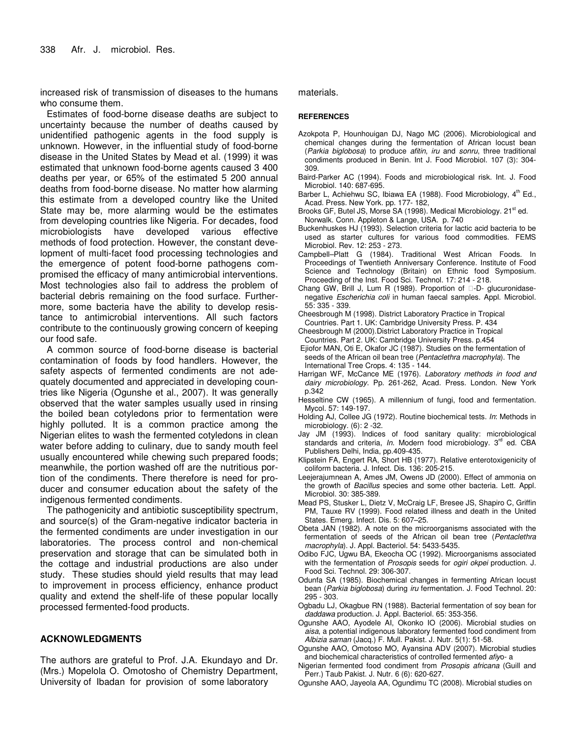increased risk of transmission of diseases to the humans who consume them.

Estimates of food-borne disease deaths are subject to uncertainty because the number of deaths caused by unidentified pathogenic agents in the food supply is unknown. However, in the influential study of food-borne disease in the United States by Mead et al. (1999) it was estimated that unknown food-borne agents caused 3 400 deaths per year, or 65% of the estimated 5 200 annual deaths from food-borne disease. No matter how alarming this estimate from a developed country like the United State may be, more alarming would be the estimates from developing countries like Nigeria. For decades, food microbiologists have developed various effective methods of food protection. However, the constant development of multi-facet food processing technologies and the emergence of potent food-borne pathogens compromised the efficacy of many antimicrobial interventions. Most technologies also fail to address the problem of bacterial debris remaining on the food surface. Furthermore, some bacteria have the ability to develop resistance to antimicrobial interventions. All such factors contribute to the continuously growing concern of keeping our food safe.

A common source of food-borne disease is bacterial contamination of foods by food handlers. However, the safety aspects of fermented condiments are not adequately documented and appreciated in developing countries like Nigeria (Ogunshe et al., 2007). It was generally observed that the water samples usually used in rinsing the boiled bean cotyledons prior to fermentation were highly polluted. It is a common practice among the Nigerian elites to wash the fermented cotyledons in clean water before adding to culinary, due to sandy mouth feel usually encountered while chewing such prepared foods; meanwhile, the portion washed off are the nutritious portion of the condiments. There therefore is need for producer and consumer education about the safety of the indigenous fermented condiments.

The pathogenicity and antibiotic susceptibility spectrum, and source(s) of the Gram-negative indicator bacteria in the fermented condiments are under investigation in our laboratories. The process control and non-chemical preservation and storage that can be simulated both in the cottage and industrial productions are also under study. These studies should yield results that may lead to improvement in process efficiency, enhance product quality and extend the shelf-life of these popular locally processed fermented-food products.

## ACKNOWLEDGMENTS

The authors are grateful to Prof. J.A. Ekundayo and Dr. (Mrs.) Mopelola O. Omotosho of Chemistry Department, University of Ibadan for provision of some laboratory materials.

## REFERENCES

Azokpota P, Hounhouigan DJ, Nago MC (2006). Microbiological and chemical changes during the fermentation of African locust bean (*Parkia biglobosa*) to produce *afitin*, *iru* and *sonru*, three traditional condiments produced in Benin. Int J. Food Microbiol. 107 (3): 304-309.

Baird-Parker AC (1994). Foods and microbiological risk. Int. J. Food Microbiol. 140: 687-695.

Barber L, Achiehwu SC, Ibiawa EA (1988). Food Microbiology, 4th Ed., Acad. Press. New York. pp. 177- 182,

Brooks GF, Butel JS, Morse SA (1998). Medical Microbiology. 21st ed. Norwalk. Conn. Appleton & Lange, USA. p. 740

Buckenhuskes HJ (1993). Selection criteria for lactic acid bacteria to be used as starter cultures for various food commodities. FEMS Microbiol. Rev. 12: 253 - 273.

Campbell–Platt G (1984). Traditional West African Foods. In Proceedings of Twentieth Anniversary Conference. Institute of Food Science and Technology (Britain) on Ethnic food Symposium. Proceeding of the Inst. Food Sci. Technol. 17: 214 - 218.

Chang GW, Brill J, Lum R (1989). Proportion of □-D- glucuronidase-negative *Escherichia coli* in human faecal samples. Appl. Microbiol. 55: 335 - 339.

Cheesbrough M (1998). District Laboratory Practice in Tropical Countries. Part 1. UK: Cambridge University Press. P. 434

Cheesbrough M (2000).District Laboratory Practice in Tropical Countries. Part 2. UK: Cambridge University Press. p.454

Ejiofor MAN, Oti E, Okafor JC (1987). Studies on the fermentation of seeds of the African oil bean tree (*Pentaclethra macrophyla*). The International Tree Crops. 4: 135 - 144.

Harrigan WF, McCance ME (1976). *Laboratory methods in food and dairy microbiology*. Pp. 261-262, Acad. Press. London. New York p.342

Hesseltine CW (1965). A millennium of fungi, food and fermentation. Mycol. 57: 149-197.

Holding AJ, Collee JG (1972). Routine biochemical tests. *In*: Methods in microbiology. (6): 2 -32.

Jay JM (1993). Indices of food sanitary quality: microbiological standards and criteria, *In*. Modern food microbiology. 3rd ed. CBA Publishers Delhi, India, pp.409-435.

Klipstein FA, Engert RA, Short HB (1977). Relative enterotoxigenicity of coliform bacteria. J. Infect. Dis. 136: 205-215.

Leejerajumnean A, Ames JM, Owens JD (2000). Effect of ammonia on the growth of *Bacillus* species and some other bacteria. Lett. Appl. Microbiol. 30: 385-389.

Mead PS, Stusker L, Dietz V, McCraig LF, Bresee JS, Shapiro C, Griffin PM, Tauxe RV (1999). Food related illness and death in the United States. Emerg. Infect. Dis. 5: 607–25.

Obeta JAN (1982). A note on the microorganisms associated with the fermentation of seeds of the African oil bean tree (*Pentaclethra macrophyla*). J. Appl. Bacteriol. 54: 5433-5435.

Odibo FJC, Ugwu BA, Ekeocha OC (1992). Microorganisms associated with the fermentation of *Prosopis* seeds for *ogiri okpei* production. J. Food Sci. Technol. 29: 306-307.

Odunfa SA (1985). Biochemical changes in fermenting African locust bean (*Parkia biglobosa*) during *iru* fermentation. J. Food Technol. 20: 295 - 303.

Ogbadu LJ, Okagbue RN (1988). Bacterial fermentation of soy bean for *daddawa* production. J. Appl. Bacteriol. 65: 353-356.

Ogunshe AAO, Ayodele AI, Okonko IO (2006). Microbial studies on *aisa*, a potential indigenous laboratory fermented food condiment from *Albizia saman* (Jacq.) F. Mull. Pakist. J. Nutr. 5(1): 51-58.

Ogunshe AAO, Omotoso MO, Ayansina ADV (2007). Microbial studies and biochemical characteristics of controlled fermented *afiyo*- a Nigerian fermented food condiment from *Prosopis africana* (Guill and Perr.) Taub Pakist. J. Nutr. 6 (6): 620-627.

Ogunshe AAO, Jayeola AA, Ogundimu TC (2008). Microbial studies on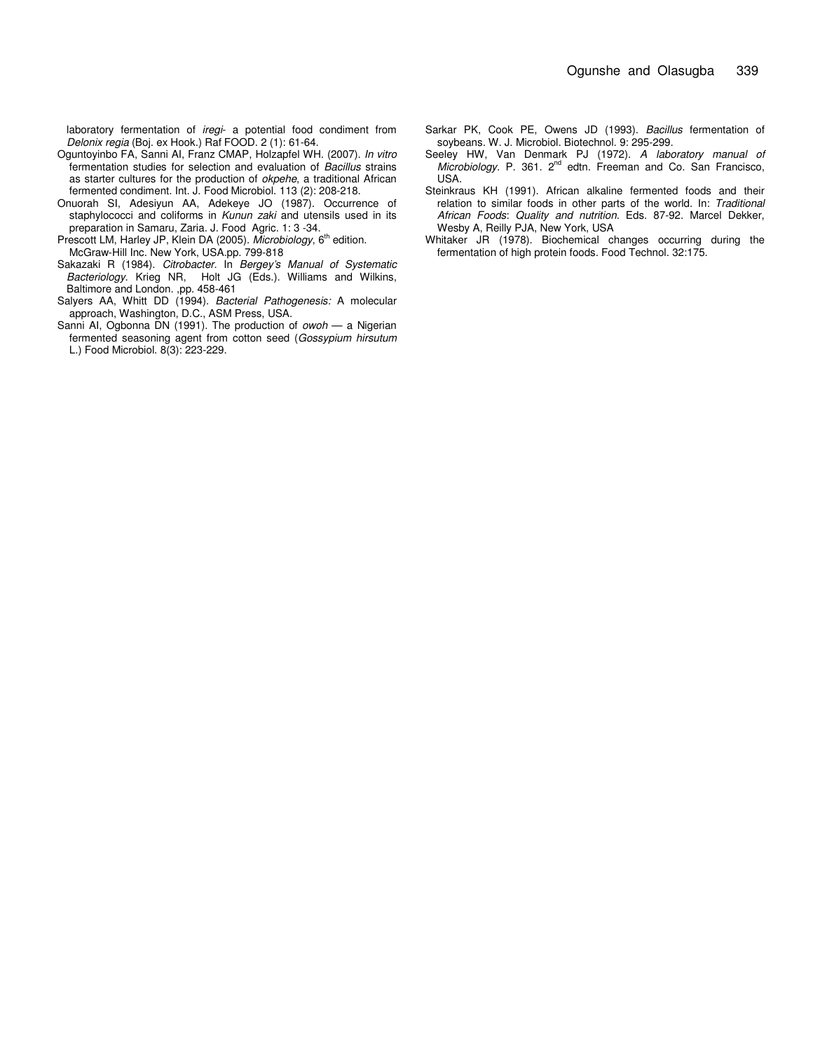laboratory fermentation of *iregi*- a potential food condiment from *Delonix regia* (Boj. ex Hook.) Raf FOOD. 2 (1): 61-64.

Oguntoyinbo FA, Sanni AI, Franz CMAP, Holzapfel WH. (2007). *In vitro* fermentation studies for selection and evaluation of *Bacillus* strains as starter cultures for the production of *okpehe*, a traditional African fermented condiment. Int. J. Food Microbiol. 113 (2): 208-218.

Onuorah SI, Adesiyun AA, Adekeye JO (1987). Occurrence of staphylococci and coliforms in *Kunun zaki* and utensils used in its preparation in Samaru, Zaria. J. Food Agric. 1: 3 -34.

Prescott LM, Harley JP, Klein DA (2005). *Microbiology*, 6th edition. McGraw-Hill Inc. New York, USA.pp. 799-818

Sakazaki R (1984). *Citrobacter.* In *Bergey's Manual of Systematic Bacteriology*. Krieg NR, Holt JG (Eds.). Williams and Wilkins, Baltimore and London. ,pp. 458-461

Salyers AA, Whitt DD (1994). *Bacterial Pathogenesis:* A molecular approach, Washington, D.C., ASM Press, USA.

Sanni AI, Ogbonna DN (1991). The production of *owoh* — a Nigerian fermented seasoning agent from cotton seed (*Gossypium hirsutum* L.) Food Microbiol. 8(3): 223-229.

Sarkar PK, Cook PE, Owens JD (1993). *Bacillus* fermentation of soybeans. W. J. Microbiol. Biotechnol. 9: 295-299.

Seeley HW, Van Denmark PJ (1972). *A laboratory manual of Microbiology*. P. 361. 2nd edtn. Freeman and Co. San Francisco, USA.

Steinkraus KH (1991). African alkaline fermented foods and their relation to similar foods in other parts of the world. In: *Traditional African Foods*: *Quality and nutrition.* Eds. 87-92. Marcel Dekker, Wesby A, Reilly PJA, New York, USA

Whitaker JR (1978). Biochemical changes occurring during the fermentation of high protein foods. Food Technol. 32:175.